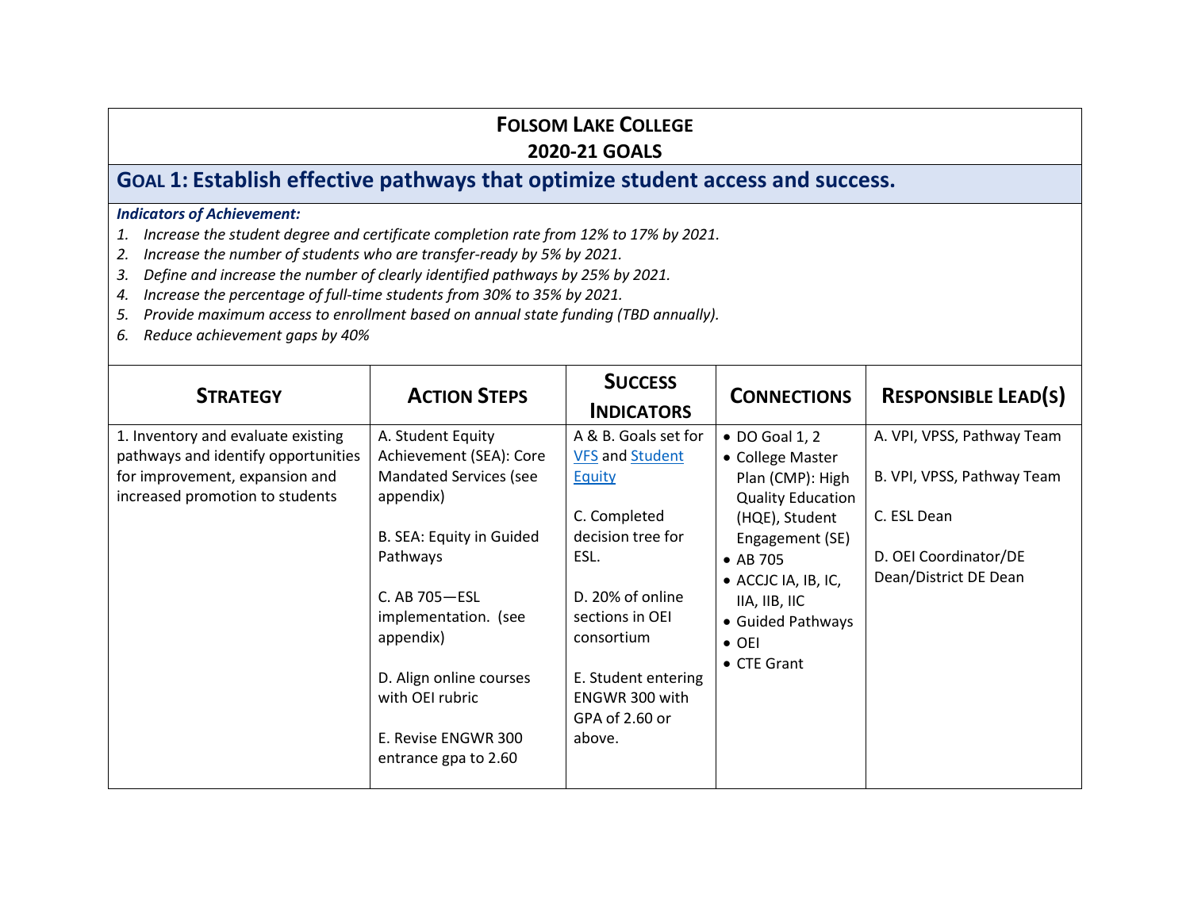# FOLSOM LAKE COLLEGE
# 2020-21 GOALS

## GOAL 1: Establish effective pathways that optimize student access and success.

***Indicators of Achievement:***

1. *Increase the student degree and certificate completion rate from 12% to 17% by 2021.*
2. *Increase the number of students who are transfer-ready by 5% by 2021.*
3. *Define and increase the number of clearly identified pathways by 25% by 2021.*
4. *Increase the percentage of full-time students from 30% to 35% by 2021.*
5. *Provide maximum access to enrollment based on annual state funding (TBD annually).*
6. *Reduce achievement gaps by 40%*

| STRATEGY | ACTION STEPS | SUCCESS INDICATORS | CONNECTIONS | RESPONSIBLE LEAD(S) |
|---|---|---|---|---|
| 1. Inventory and evaluate existing pathways and identify opportunities for improvement, expansion and increased promotion to students | A. Student Equity Achievement (SEA): Core Mandated Services (see appendix)<br><br>B. SEA: Equity in Guided Pathways<br><br>C. AB 705—ESL implementation. (see appendix)<br><br>D. Align online courses with OEI rubric<br><br>E. Revise ENGWR 300 entrance gpa to 2.60 | A & B. Goals set for VFS and Student Equity<br><br>C. Completed decision tree for ESL.<br><br>D. 20% of online sections in OEI consortium<br><br>E. Student entering ENGWR 300 with GPA of 2.60 or above. | • DO Goal 1, 2<br>• College Master Plan (CMP): High Quality Education (HQE), Student Engagement (SE)<br>• AB 705<br>• ACCJC IA, IB, IC, IIA, IIB, IIC<br>• Guided Pathways<br>• OEI<br>• CTE Grant | A. VPI, VPSS, Pathway Team<br><br>B. VPI, VPSS, Pathway Team<br><br>C. ESL Dean<br><br>D. OEI Coordinator/DE Dean/District DE Dean |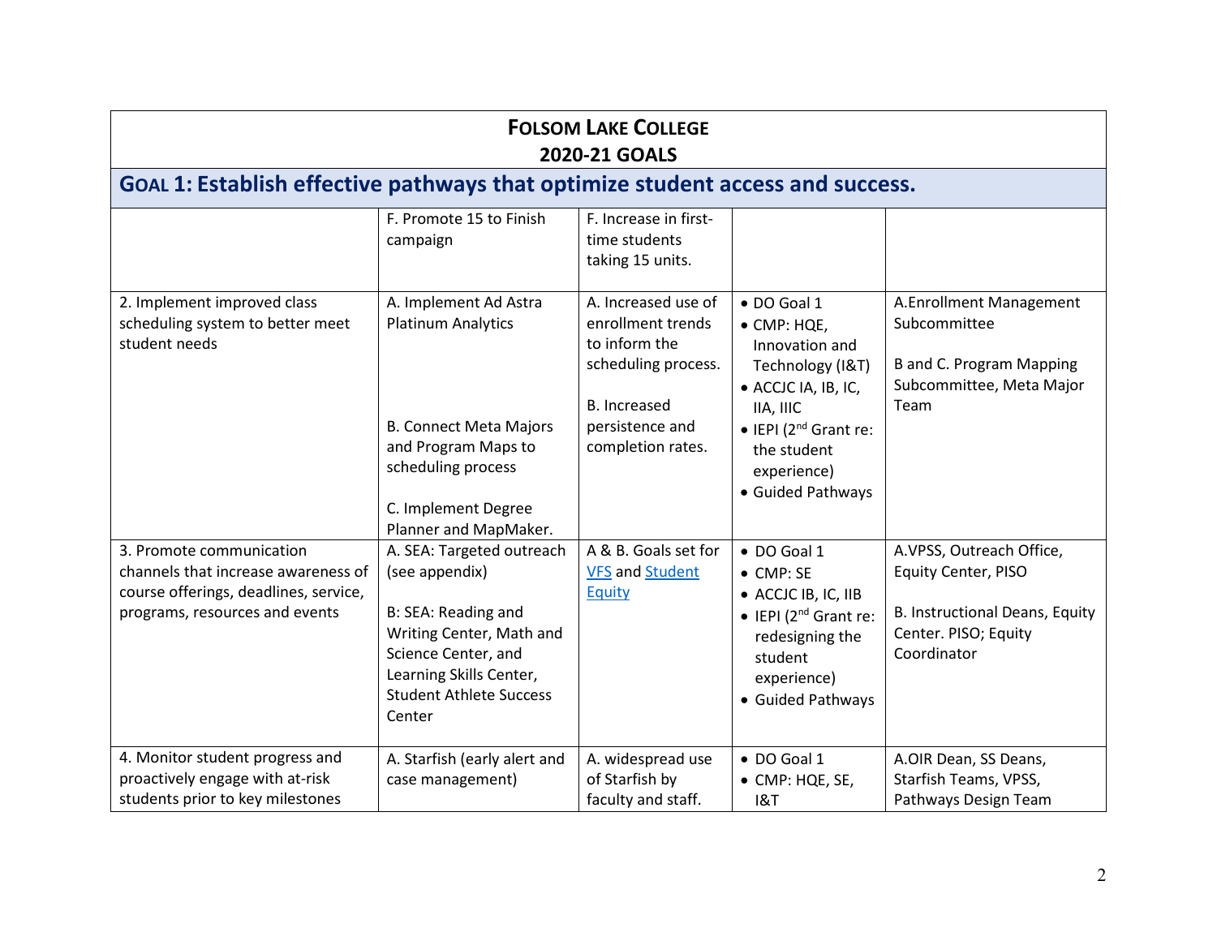**FOLSOM LAKE COLLEGE**
**2020-21 GOALS**

## GOAL 1: Establish effective pathways that optimize student access and success.

| | | | | |
|---|---|---|---|---|
| | F. Promote 15 to Finish campaign | F. Increase in first-time students taking 15 units. | | |
| 2. Implement improved class scheduling system to better meet student needs | A. Implement Ad Astra Platinum Analytics<br><br>B. Connect Meta Majors and Program Maps to scheduling process<br><br>C. Implement Degree Planner and MapMaker. | A. Increased use of enrollment trends to inform the scheduling process.<br><br>B. Increased persistence and completion rates. | • DO Goal 1<br>• CMP: HQE, Innovation and Technology (I&T)<br>• ACCJC IA, IB, IC, IIA, IIIC<br>• IEPI (2nd Grant re: the student experience)<br>• Guided Pathways | A.Enrollment Management Subcommittee<br><br>B and C. Program Mapping Subcommittee, Meta Major Team |
| 3. Promote communication channels that increase awareness of course offerings, deadlines, service, programs, resources and events | A. SEA: Targeted outreach (see appendix)<br><br>B: SEA: Reading and Writing Center, Math and Science Center, and Learning Skills Center, Student Athlete Success Center | A & B. Goals set for VFS and Student Equity | • DO Goal 1<br>• CMP: SE<br>• ACCJC IB, IC, IIB<br>• IEPI (2nd Grant re: redesigning the student experience)<br>• Guided Pathways | A.VPSS, Outreach Office, Equity Center, PISO<br><br>B. Instructional Deans, Equity Center. PISO; Equity Coordinator |
| 4. Monitor student progress and proactively engage with at-risk students prior to key milestones | A. Starfish (early alert and case management) | A. widespread use of Starfish by faculty and staff. | • DO Goal 1<br>• CMP: HQE, SE, I&T | A.OIR Dean, SS Deans, Starfish Teams, VPSS, Pathways Design Team |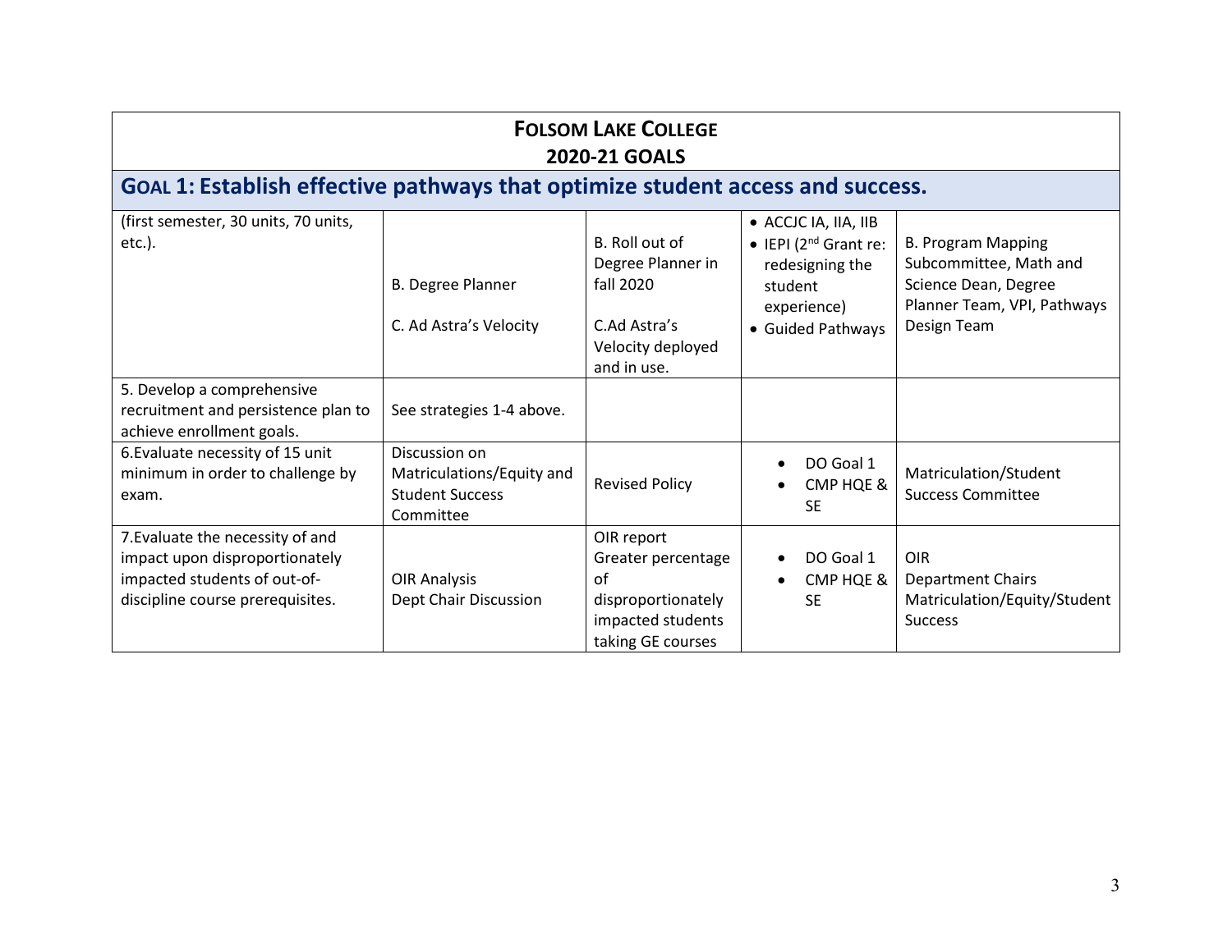## FOLSOM LAKE COLLEGE
## 2020-21 GOALS

## GOAL 1: Establish effective pathways that optimize student access and success.

| | | | | |
|---|---|---|---|---|
| (first semester, 30 units, 70 units, etc.). | B. Degree Planner<br><br>C. Ad Astra's Velocity | B. Roll out of Degree Planner in fall 2020<br><br>C.Ad Astra's Velocity deployed and in use. | • ACCJC IA, IIA, IIB<br>• IEPI (2nd Grant re: redesigning the student experience)<br>• Guided Pathways | B. Program Mapping Subcommittee, Math and Science Dean, Degree Planner Team, VPI, Pathways Design Team |
| 5. Develop a comprehensive recruitment and persistence plan to achieve enrollment goals. | See strategies 1-4 above. | | | |
| 6.Evaluate necessity of 15 unit minimum in order to challenge by exam. | Discussion on Matriculations/Equity and Student Success Committee | Revised Policy | • DO Goal 1<br>• CMP HQE & SE | Matriculation/Student Success Committee |
| 7.Evaluate the necessity of and impact upon disproportionately impacted students of out-of-discipline course prerequisites. | OIR Analysis<br>Dept Chair Discussion | OIR report<br>Greater percentage of disproportionately impacted students taking GE courses | • DO Goal 1<br>• CMP HQE & SE | OIR<br>Department Chairs<br>Matriculation/Equity/Student Success |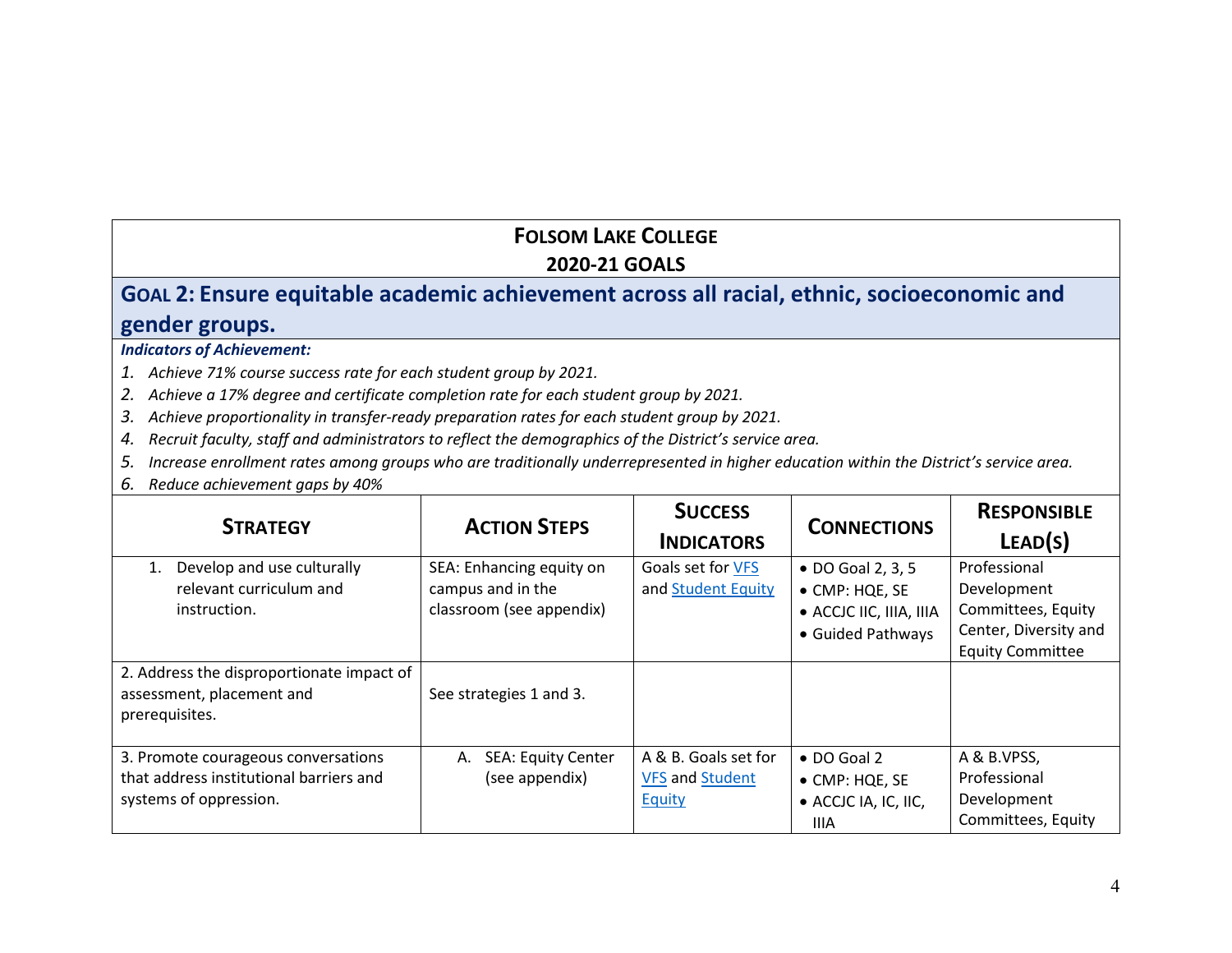# Folsom Lake College
## 2020-21 GOALS

## Goal 2: Ensure equitable academic achievement across all racial, ethnic, socioeconomic and gender groups.

***Indicators of Achievement:***

1. *Achieve 71% course success rate for each student group by 2021.*
2. *Achieve a 17% degree and certificate completion rate for each student group by 2021.*
3. *Achieve proportionality in transfer-ready preparation rates for each student group by 2021.*
4. *Recruit faculty, staff and administrators to reflect the demographics of the District's service area.*
5. *Increase enrollment rates among groups who are traditionally underrepresented in higher education within the District's service area.*
6. *Reduce achievement gaps by 40%*

| Strategy | Action Steps | Success Indicators | Connections | Responsible Lead(s) |
|---|---|---|---|---|
| 1. Develop and use culturally relevant curriculum and instruction. | SEA: Enhancing equity on campus and in the classroom (see appendix) | Goals set for VFS and Student Equity | • DO Goal 2, 3, 5<br>• CMP: HQE, SE<br>• ACCJC IIC, IIIA, IIIA<br>• Guided Pathways | Professional Development Committees, Equity Center, Diversity and Equity Committee |
| 2. Address the disproportionate impact of assessment, placement and prerequisites. | See strategies 1 and 3. | | | |
| 3. Promote courageous conversations that address institutional barriers and systems of oppression. | A. SEA: Equity Center (see appendix) | A & B. Goals set for VFS and Student Equity | • DO Goal 2<br>• CMP: HQE, SE<br>• ACCJC IA, IC, IIC, IIIA | A & B.VPSS, Professional Development Committees, Equity |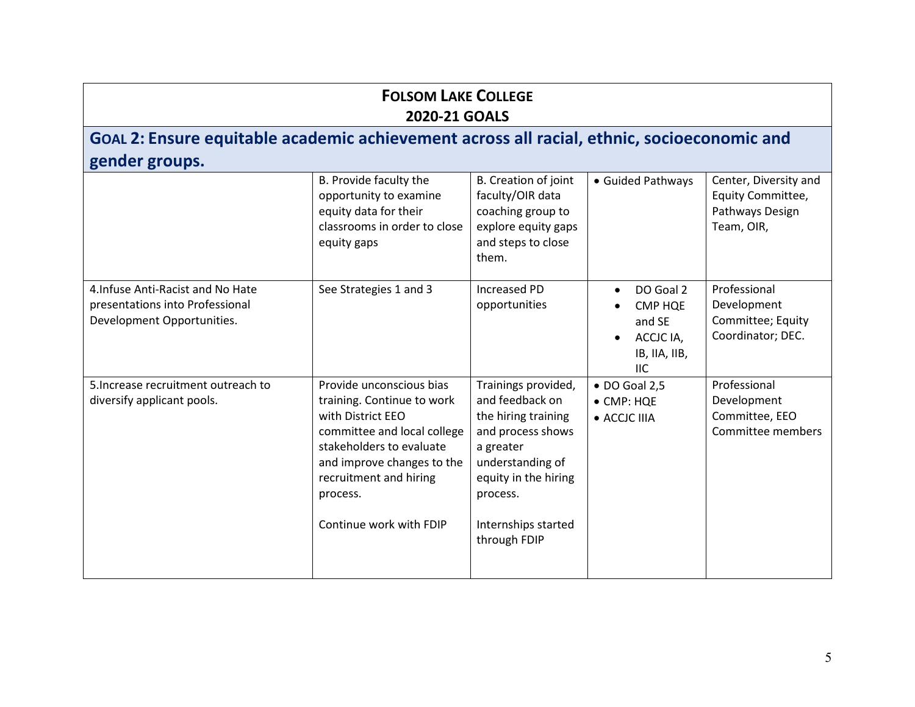**FOLSOM LAKE COLLEGE**
**2020-21 GOALS**

## GOAL 2: Ensure equitable academic achievement across all racial, ethnic, socioeconomic and gender groups.

| | | | | |
|---|---|---|---|---|
| | B. Provide faculty the opportunity to examine equity data for their classrooms in order to close equity gaps | B. Creation of joint faculty/OIR data coaching group to explore equity gaps and steps to close them. | • Guided Pathways | Center, Diversity and Equity Committee, Pathways Design Team, OIR, |
| 4.Infuse Anti-Racist and No Hate presentations into Professional Development Opportunities. | See Strategies 1 and 3 | Increased PD opportunities | • DO Goal 2<br>• CMP HQE and SE<br>• ACCJC IA, IB, IIA, IIB, IIC | Professional Development Committee; Equity Coordinator; DEC. |
| 5.Increase recruitment outreach to diversify applicant pools. | Provide unconscious bias training. Continue to work with District EEO committee and local college stakeholders to evaluate and improve changes to the recruitment and hiring process.<br><br>Continue work with FDIP | Trainings provided, and feedback on the hiring training and process shows a greater understanding of equity in the hiring process.<br><br>Internships started through FDIP | • DO Goal 2,5<br>• CMP: HQE<br>• ACCJC IIIA | Professional Development Committee, EEO Committee members |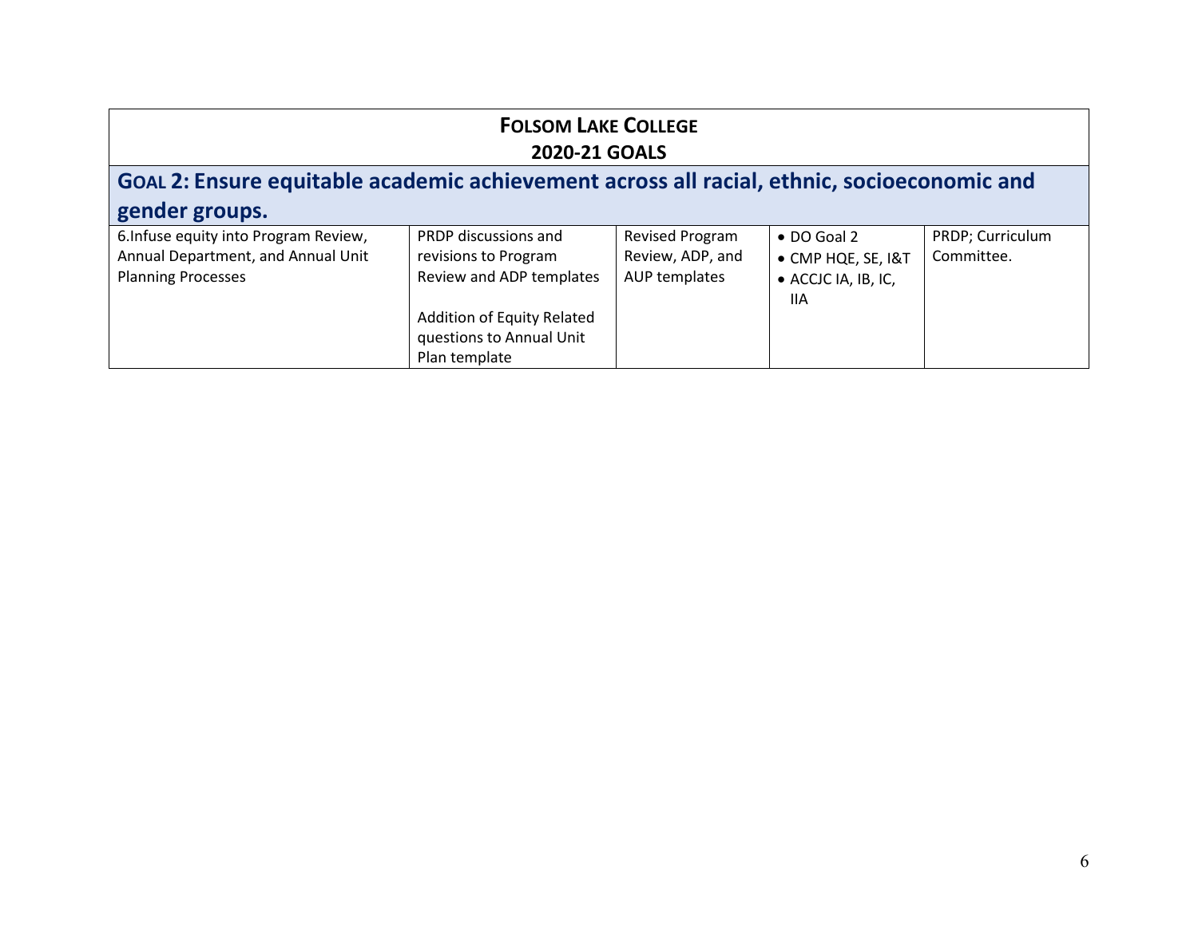**FOLSOM LAKE COLLEGE**
**2020-21 GOALS**

## GOAL 2: Ensure equitable academic achievement across all racial, ethnic, socioeconomic and gender groups.

| | | | | |
|---|---|---|---|---|
| 6.Infuse equity into Program Review, Annual Department, and Annual Unit Planning Processes | PRDP discussions and revisions to Program Review and ADP templates<br><br>Addition of Equity Related questions to Annual Unit Plan template | Revised Program Review, ADP, and AUP templates | • DO Goal 2<br>• CMP HQE, SE, I&T<br>• ACCJC IA, IB, IC, IIA | PRDP; Curriculum Committee. |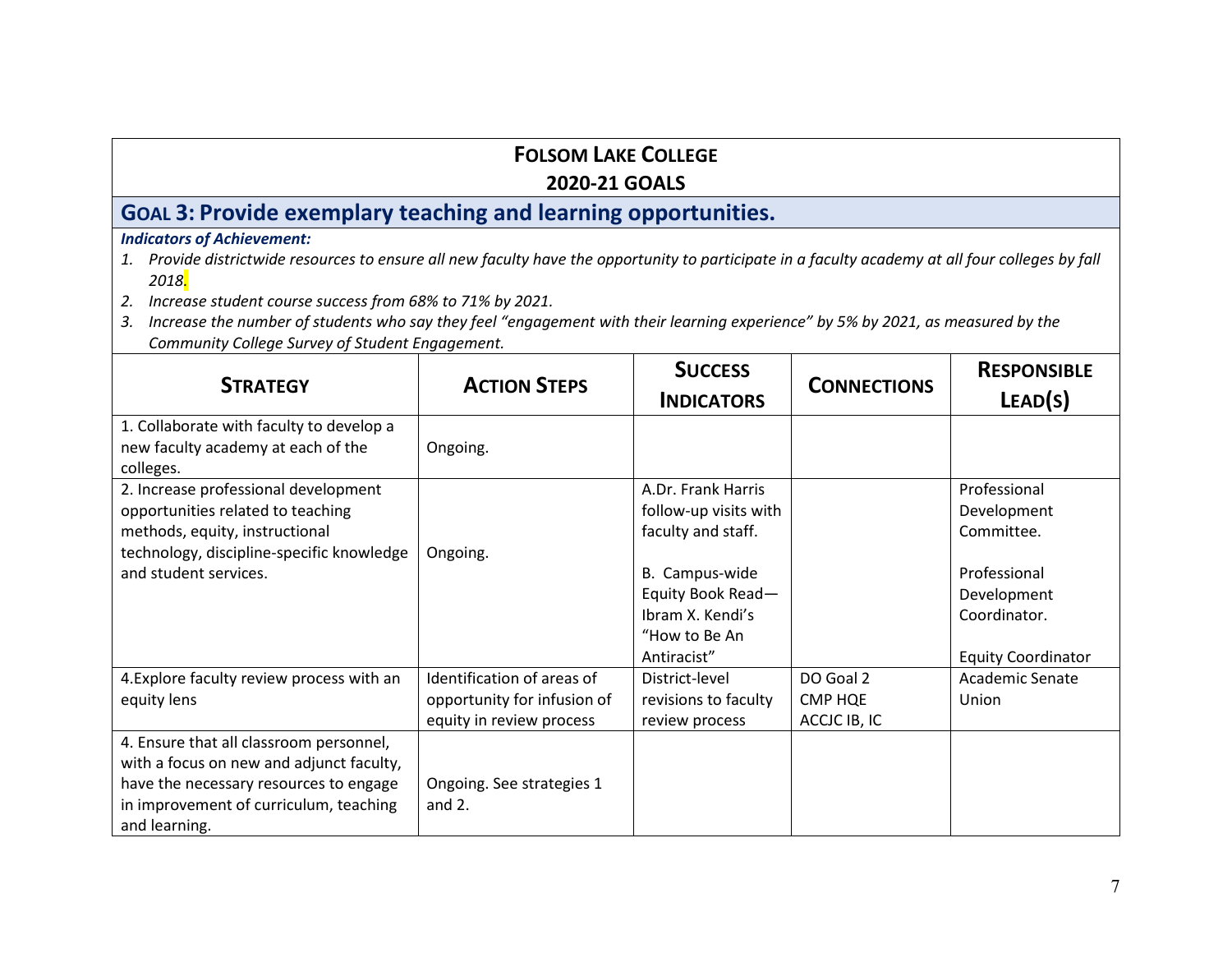# FOLSOM LAKE COLLEGE
## 2020-21 GOALS

## GOAL 3: Provide exemplary teaching and learning opportunities.

***Indicators of Achievement:***

1. *Provide districtwide resources to ensure all new faculty have the opportunity to participate in a faculty academy at all four colleges by fall 2018.*
2. *Increase student course success from 68% to 71% by 2021.*
3. *Increase the number of students who say they feel "engagement with their learning experience" by 5% by 2021, as measured by the Community College Survey of Student Engagement.*

| STRATEGY | ACTION STEPS | SUCCESS INDICATORS | CONNECTIONS | RESPONSIBLE LEAD(S) |
|---|---|---|---|---|
| 1. Collaborate with faculty to develop a new faculty academy at each of the colleges. | Ongoing. | | | |
| 2. Increase professional development opportunities related to teaching methods, equity, instructional technology, discipline-specific knowledge and student services. | Ongoing. | A.Dr. Frank Harris follow-up visits with faculty and staff.<br><br>B. Campus-wide Equity Book Read—Ibram X. Kendi's "How to Be An Antiracist" | | Professional Development Committee.<br><br>Professional Development Coordinator.<br><br>Equity Coordinator |
| 4.Explore faculty review process with an equity lens | Identification of areas of opportunity for infusion of equity in review process | District-level revisions to faculty review process | DO Goal 2<br>CMP HQE<br>ACCJC IB, IC | Academic Senate<br>Union |
| 4. Ensure that all classroom personnel, with a focus on new and adjunct faculty, have the necessary resources to engage in improvement of curriculum, teaching and learning. | Ongoing. See strategies 1 and 2. | | | |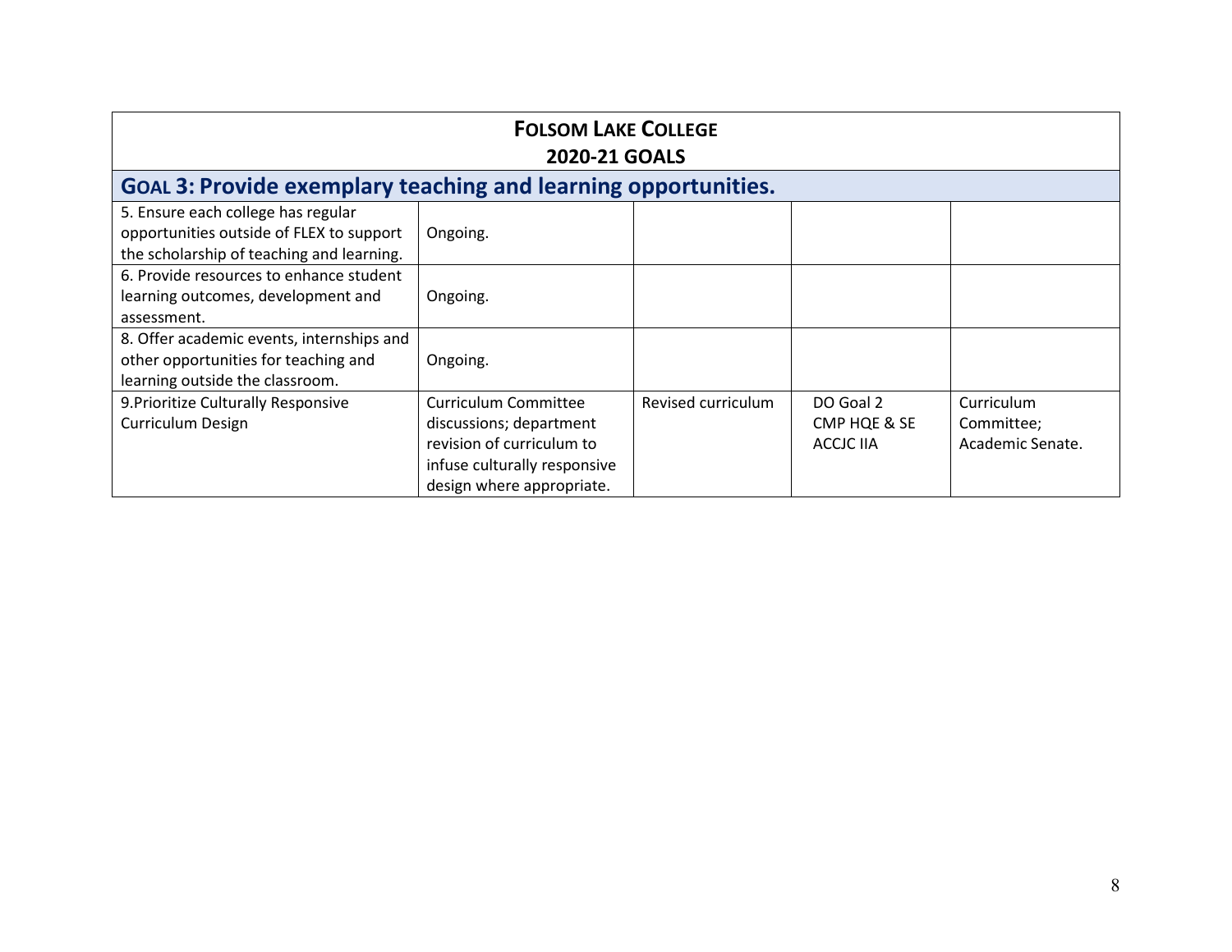# Folsom Lake College
## 2020-21 Goals

### Goal 3: Provide exemplary teaching and learning opportunities.

| | | | | |
|---|---|---|---|---|
| 5. Ensure each college has regular opportunities outside of FLEX to support the scholarship of teaching and learning. | Ongoing. | | | |
| 6. Provide resources to enhance student learning outcomes, development and assessment. | Ongoing. | | | |
| 8. Offer academic events, internships and other opportunities for teaching and learning outside the classroom. | Ongoing. | | | |
| 9.Prioritize Culturally Responsive Curriculum Design | Curriculum Committee discussions; department revision of curriculum to infuse culturally responsive design where appropriate. | Revised curriculum | DO Goal 2<br>CMP HQE & SE<br>ACCJC IIA | Curriculum Committee; Academic Senate. |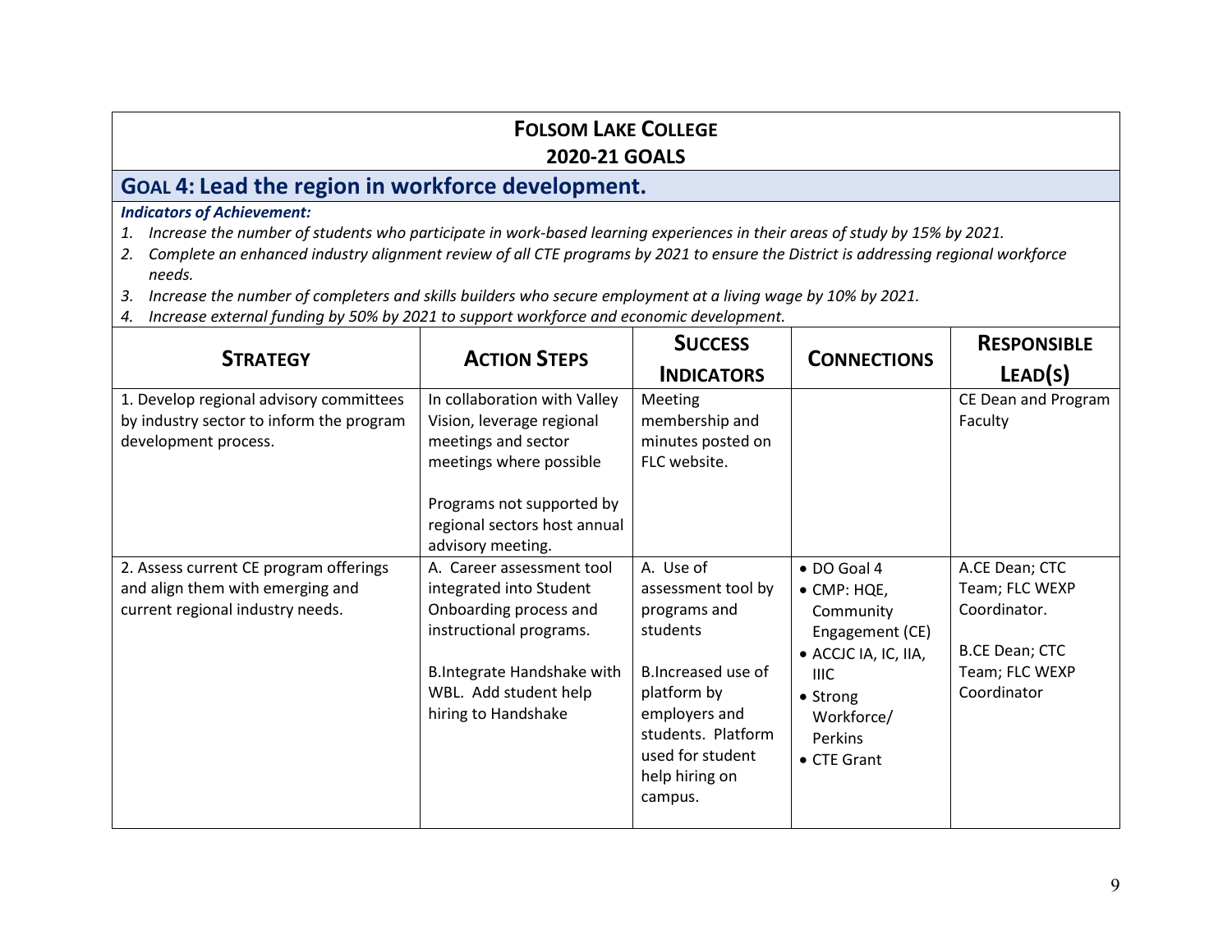# FOLSOM LAKE COLLEGE
## 2020-21 GOALS

## GOAL 4: Lead the region in workforce development.

***Indicators of Achievement:***

1. *Increase the number of students who participate in work-based learning experiences in their areas of study by 15% by 2021.*
2. *Complete an enhanced industry alignment review of all CTE programs by 2021 to ensure the District is addressing regional workforce needs.*
3. *Increase the number of completers and skills builders who secure employment at a living wage by 10% by 2021.*
4. *Increase external funding by 50% by 2021 to support workforce and economic development.*

| STRATEGY | ACTION STEPS | SUCCESS INDICATORS | CONNECTIONS | RESPONSIBLE LEAD(S) |
|---|---|---|---|---|
| 1. Develop regional advisory committees by industry sector to inform the program development process. | In collaboration with Valley Vision, leverage regional meetings and sector meetings where possible<br><br>Programs not supported by regional sectors host annual advisory meeting. | Meeting membership and minutes posted on FLC website. | | CE Dean and Program Faculty |
| 2. Assess current CE program offerings and align them with emerging and current regional industry needs. | A. Career assessment tool integrated into Student Onboarding process and instructional programs.<br><br>B.Integrate Handshake with WBL. Add student help hiring to Handshake | A. Use of assessment tool by programs and students<br><br>B.Increased use of platform by employers and students. Platform used for student help hiring on campus. | • DO Goal 4<br>• CMP: HQE, Community Engagement (CE)<br>• ACCJC IA, IC, IIA, IIIC<br>• Strong Workforce/ Perkins<br>• CTE Grant | A.CE Dean; CTC Team; FLC WEXP Coordinator.<br><br>B.CE Dean; CTC Team; FLC WEXP Coordinator |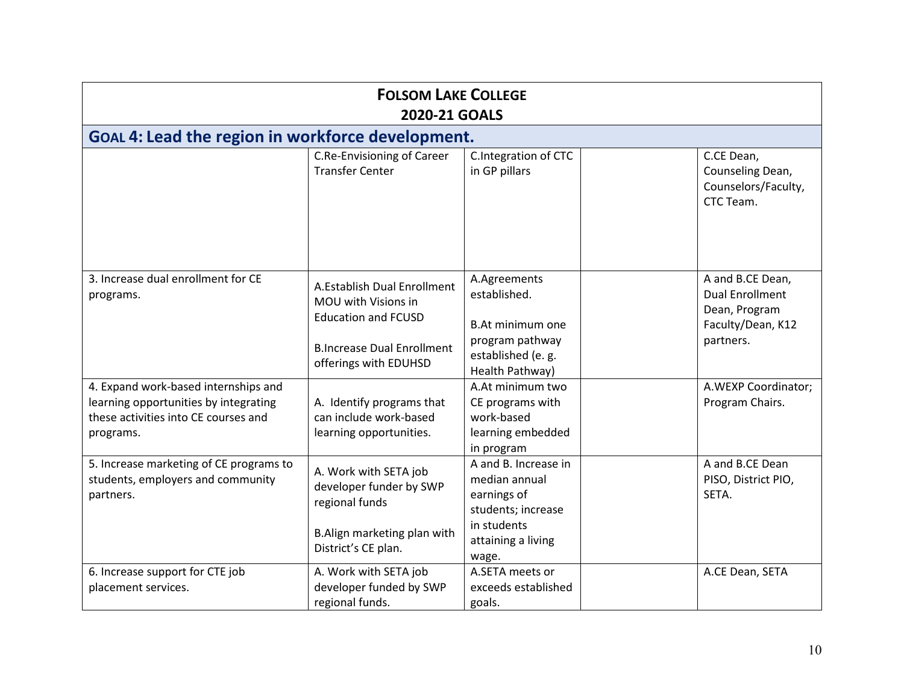**FOLSOM LAKE COLLEGE**
**2020-21 GOALS**

## GOAL 4: Lead the region in workforce development.

| | | | | |
|---|---|---|---|---|
| | C.Re-Envisioning of Career Transfer Center | C.Integration of CTC in GP pillars | | C.CE Dean, Counseling Dean, Counselors/Faculty, CTC Team. |
| 3. Increase dual enrollment for CE programs. | A.Establish Dual Enrollment MOU with Visions in Education and FCUSD<br><br>B.Increase Dual Enrollment offerings with EDUHSD | A.Agreements established.<br><br>B.At minimum one program pathway established (e. g. Health Pathway) | | A and B.CE Dean, Dual Enrollment Dean, Program Faculty/Dean, K12 partners. |
| 4. Expand work-based internships and learning opportunities by integrating these activities into CE courses and programs. | A. Identify programs that can include work-based learning opportunities. | A.At minimum two CE programs with work-based learning embedded in program | | A.WEXP Coordinator; Program Chairs. |
| 5. Increase marketing of CE programs to students, employers and community partners. | A. Work with SETA job developer funder by SWP regional funds<br><br>B.Align marketing plan with District's CE plan. | A and B. Increase in median annual earnings of students; increase in students attaining a living wage. | | A and B.CE Dean PISO, District PIO, SETA. |
| 6. Increase support for CTE job placement services. | A. Work with SETA job developer funded by SWP regional funds. | A.SETA meets or exceeds established goals. | | A.CE Dean, SETA |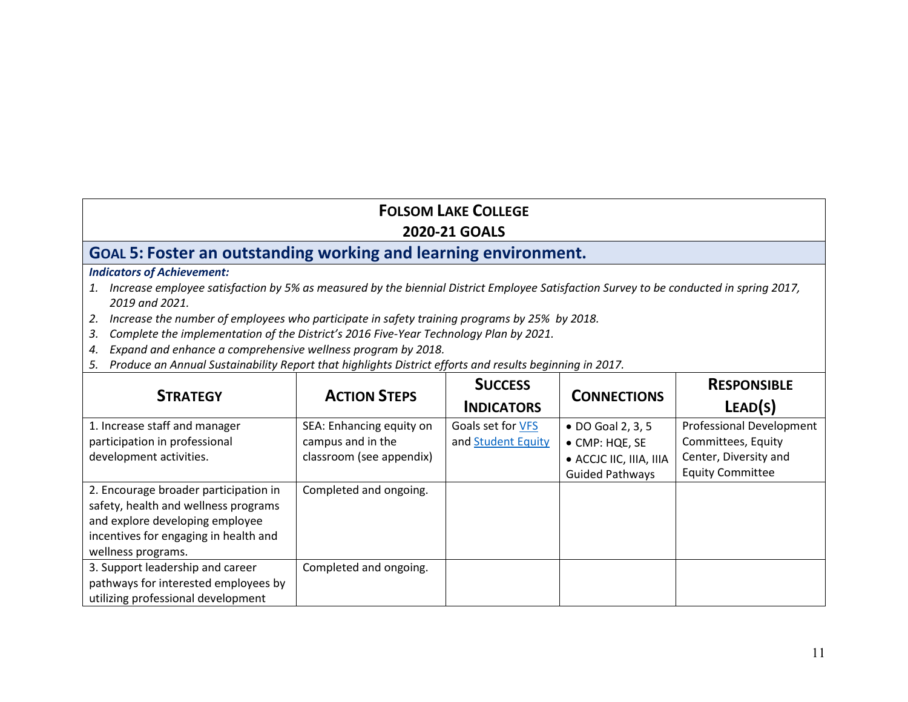**FOLSOM LAKE COLLEGE**
**2020-21 GOALS**

## GOAL 5: Foster an outstanding working and learning environment.

***Indicators of Achievement:***

1. *Increase employee satisfaction by 5% as measured by the biennial District Employee Satisfaction Survey to be conducted in spring 2017, 2019 and 2021.*
2. *Increase the number of employees who participate in safety training programs by 25% by 2018.*
3. *Complete the implementation of the District's 2016 Five-Year Technology Plan by 2021.*
4. *Expand and enhance a comprehensive wellness program by 2018.*
5. *Produce an Annual Sustainability Report that highlights District efforts and results beginning in 2017.*

| STRATEGY | ACTION STEPS | SUCCESS INDICATORS | CONNECTIONS | RESPONSIBLE LEAD(S) |
|---|---|---|---|---|
| 1. Increase staff and manager participation in professional development activities. | SEA: Enhancing equity on campus and in the classroom (see appendix) | Goals set for VFS and Student Equity | • DO Goal 2, 3, 5<br>• CMP: HQE, SE<br>• ACCJC IIC, IIIA, IIIA Guided Pathways | Professional Development Committees, Equity Center, Diversity and Equity Committee |
| 2. Encourage broader participation in safety, health and wellness programs and explore developing employee incentives for engaging in health and wellness programs. | Completed and ongoing. | | | |
| 3. Support leadership and career pathways for interested employees by utilizing professional development | Completed and ongoing. | | | |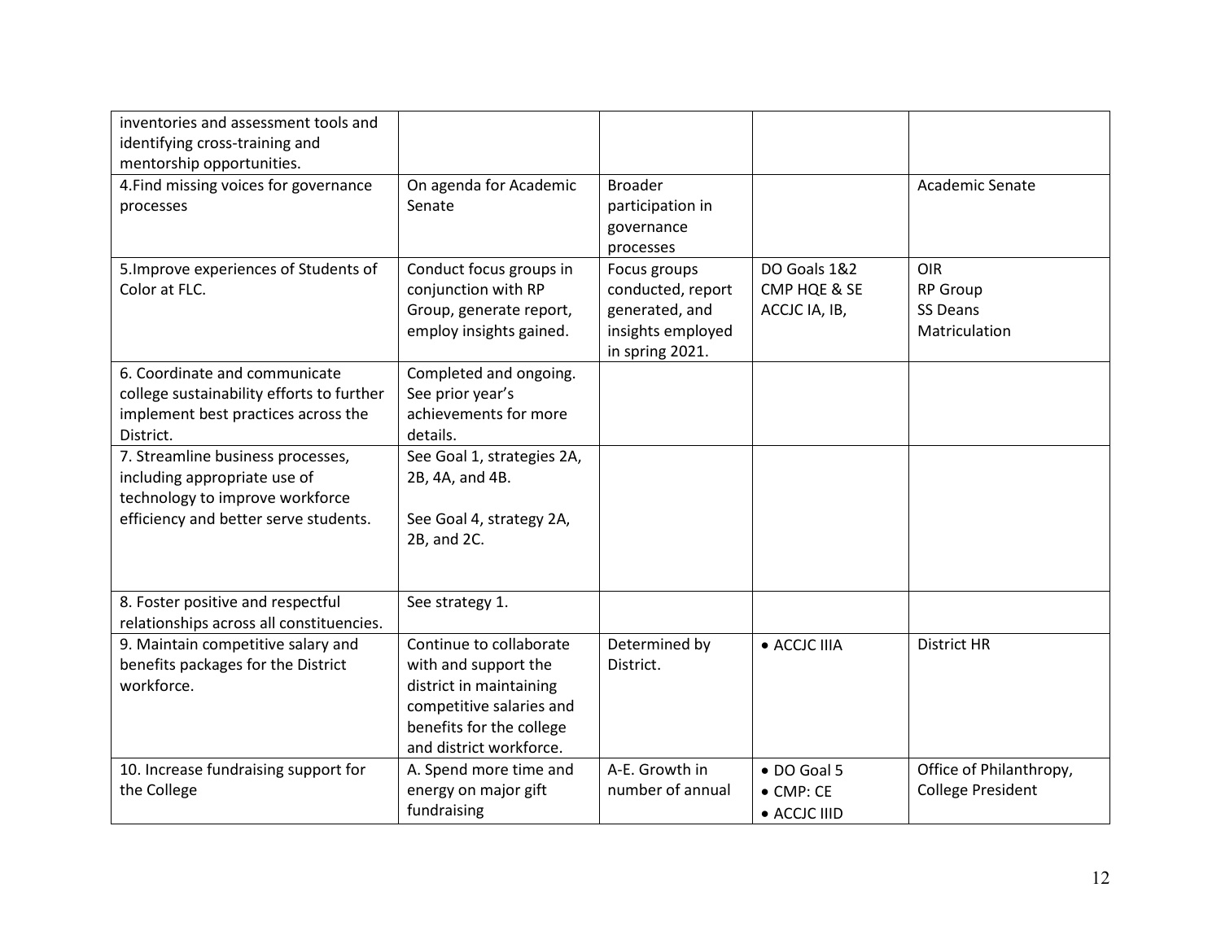| | | | | |
|---|---|---|---|---|
| inventories and assessment tools and identifying cross-training and mentorship opportunities. | | | | |
| 4.Find missing voices for governance processes | On agenda for Academic Senate | Broader participation in governance processes | | Academic Senate |
| 5.Improve experiences of Students of Color at FLC. | Conduct focus groups in conjunction with RP Group, generate report, employ insights gained. | Focus groups conducted, report generated, and insights employed in spring 2021. | DO Goals 1&2<br>CMP HQE & SE<br>ACCJC IA, IB, | OIR<br>RP Group<br>SS Deans<br>Matriculation |
| 6. Coordinate and communicate college sustainability efforts to further implement best practices across the District. | Completed and ongoing. See prior year's achievements for more details. | | | |
| 7. Streamline business processes, including appropriate use of technology to improve workforce efficiency and better serve students. | See Goal 1, strategies 2A, 2B, 4A, and 4B.<br><br>See Goal 4, strategy 2A, 2B, and 2C. | | | |
| 8. Foster positive and respectful relationships across all constituencies. | See strategy 1. | | | |
| 9. Maintain competitive salary and benefits packages for the District workforce. | Continue to collaborate with and support the district in maintaining competitive salaries and benefits for the college and district workforce. | Determined by District. | • ACCJC IIIA | District HR |
| 10. Increase fundraising support for the College | A. Spend more time and energy on major gift fundraising | A-E. Growth in number of annual | • DO Goal 5<br>• CMP: CE<br>• ACCJC IIID | Office of Philanthropy, College President |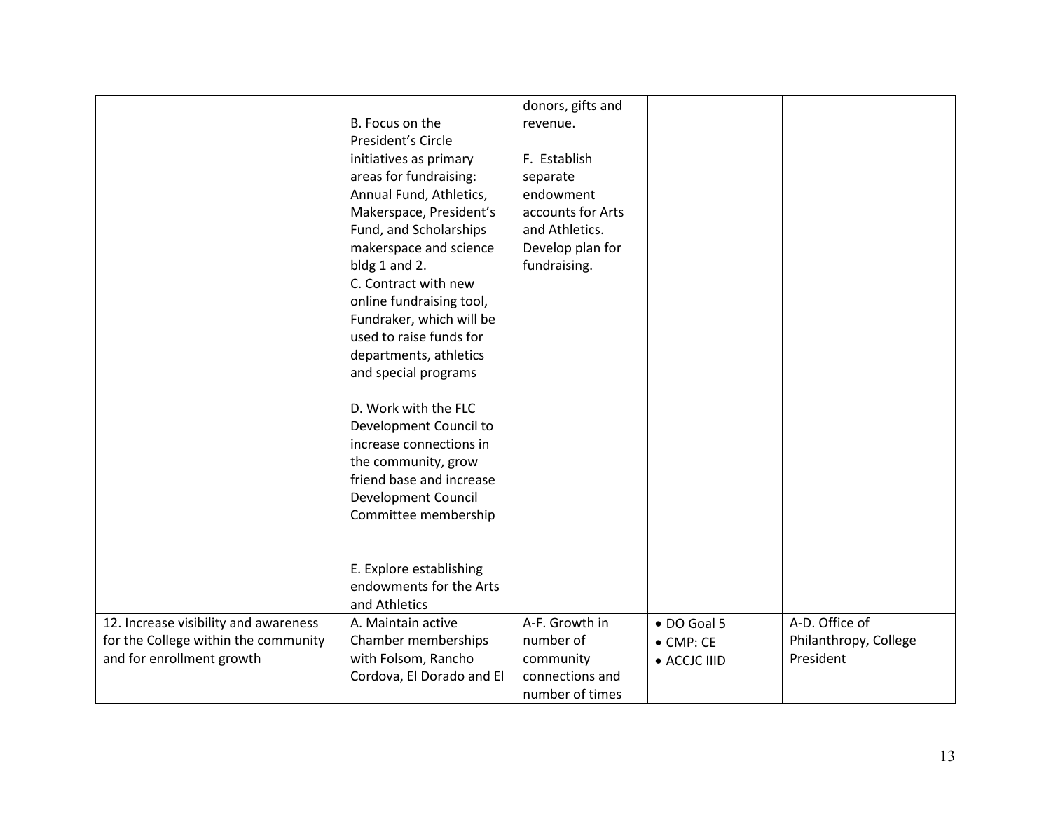| | | | | |
|---|---|---|---|---|
| | B. Focus on the President's Circle initiatives as primary areas for fundraising: Annual Fund, Athletics, Makerspace, President's Fund, and Scholarships makerspace and science bldg 1 and 2.<br>C. Contract with new online fundraising tool, Fundraker, which will be used to raise funds for departments, athletics and special programs<br><br>D. Work with the FLC Development Council to increase connections in the community, grow friend base and increase Development Council Committee membership<br><br>E. Explore establishing endowments for the Arts and Athletics | donors, gifts and revenue.<br><br>F. Establish separate endowment accounts for Arts and Athletics. Develop plan for fundraising. | | |
| 12. Increase visibility and awareness for the College within the community and for enrollment growth | A. Maintain active Chamber memberships with Folsom, Rancho Cordova, El Dorado and El | A-F. Growth in number of community connections and number of times | • DO Goal 5<br>• CMP: CE<br>• ACCJC IIID | A-D. Office of Philanthropy, College President |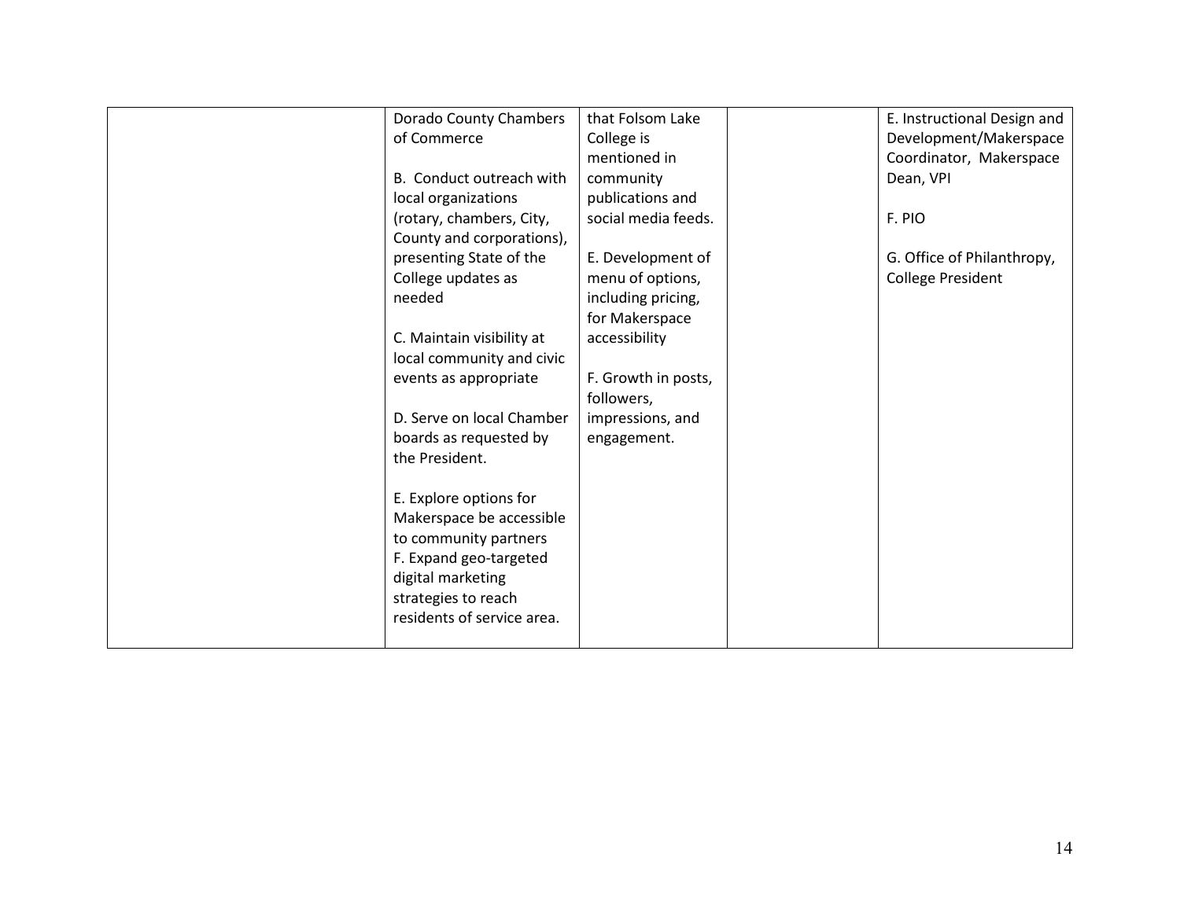| | | | | |
|---|---|---|---|---|
| | Dorado County Chambers of Commerce<br><br>B. Conduct outreach with local organizations (rotary, chambers, City, County and corporations), presenting State of the College updates as needed<br><br>C. Maintain visibility at local community and civic events as appropriate<br><br>D. Serve on local Chamber boards as requested by the President.<br><br>E. Explore options for Makerspace be accessible to community partners<br>F. Expand geo-targeted digital marketing strategies to reach residents of service area. | that Folsom Lake College is mentioned in community publications and social media feeds.<br><br>E. Development of menu of options, including pricing, for Makerspace accessibility<br><br>F. Growth in posts, followers, impressions, and engagement. | | E. Instructional Design and Development/Makerspace Coordinator, Makerspace Dean, VPI<br><br>F. PIO<br><br>G. Office of Philanthropy, College President |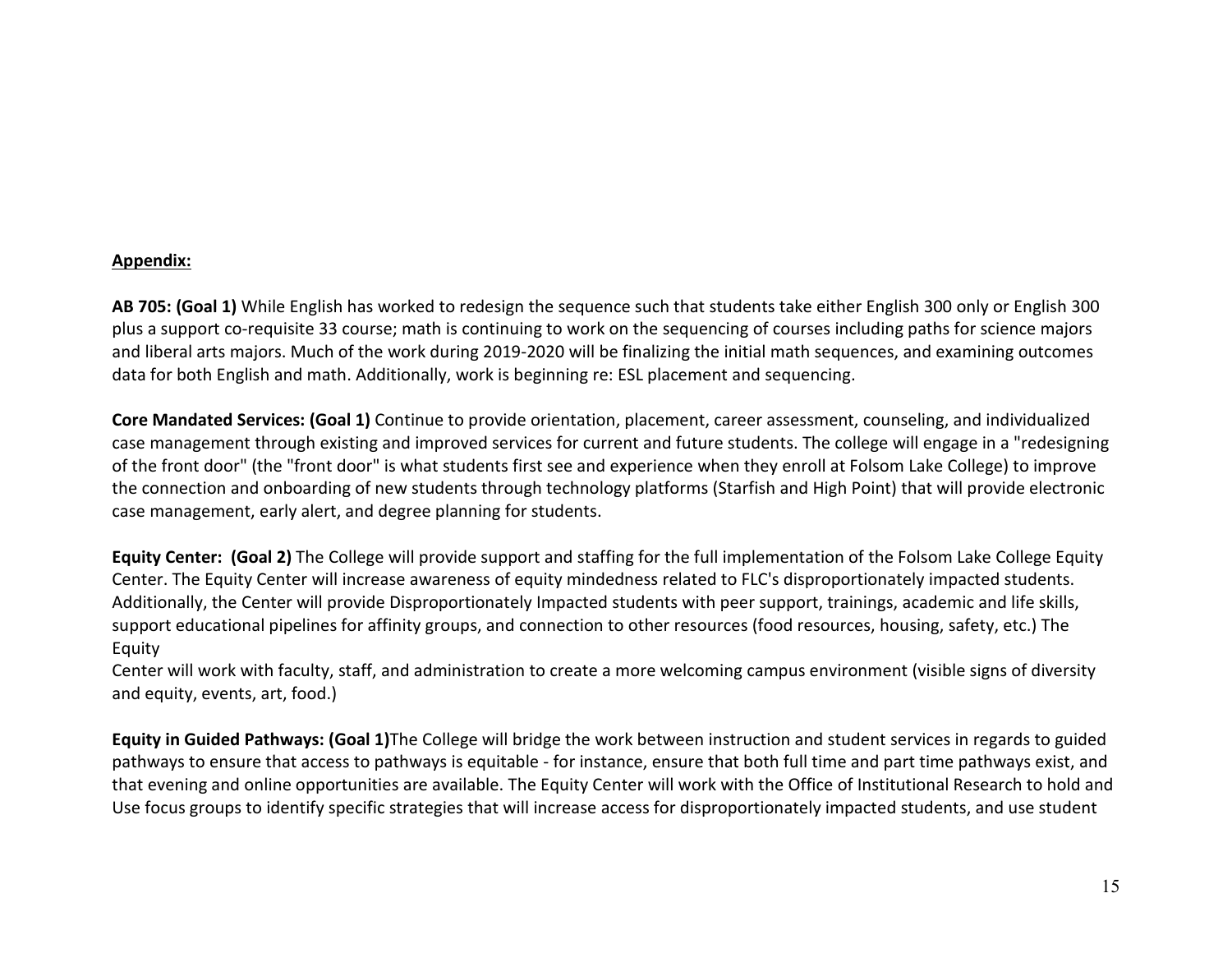**Appendix:**

**AB 705: (Goal 1)** While English has worked to redesign the sequence such that students take either English 300 only or English 300 plus a support co-requisite 33 course; math is continuing to work on the sequencing of courses including paths for science majors and liberal arts majors. Much of the work during 2019-2020 will be finalizing the initial math sequences, and examining outcomes data for both English and math. Additionally, work is beginning re: ESL placement and sequencing.

**Core Mandated Services: (Goal 1)** Continue to provide orientation, placement, career assessment, counseling, and individualized case management through existing and improved services for current and future students. The college will engage in a "redesigning of the front door" (the "front door" is what students first see and experience when they enroll at Folsom Lake College) to improve the connection and onboarding of new students through technology platforms (Starfish and High Point) that will provide electronic case management, early alert, and degree planning for students.

**Equity Center: (Goal 2)** The College will provide support and staffing for the full implementation of the Folsom Lake College Equity Center. The Equity Center will increase awareness of equity mindedness related to FLC's disproportionately impacted students. Additionally, the Center will provide Disproportionately Impacted students with peer support, trainings, academic and life skills, support educational pipelines for affinity groups, and connection to other resources (food resources, housing, safety, etc.) The Equity
Center will work with faculty, staff, and administration to create a more welcoming campus environment (visible signs of diversity and equity, events, art, food.)

**Equity in Guided Pathways: (Goal 1)**The College will bridge the work between instruction and student services in regards to guided pathways to ensure that access to pathways is equitable - for instance, ensure that both full time and part time pathways exist, and that evening and online opportunities are available. The Equity Center will work with the Office of Institutional Research to hold and Use focus groups to identify specific strategies that will increase access for disproportionately impacted students, and use student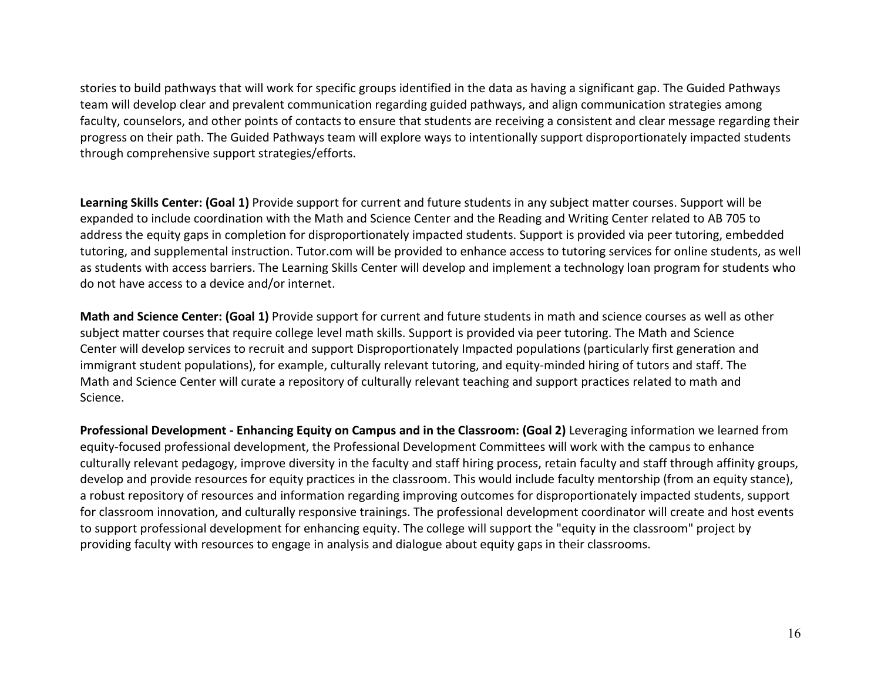stories to build pathways that will work for specific groups identified in the data as having a significant gap. The Guided Pathways team will develop clear and prevalent communication regarding guided pathways, and align communication strategies among faculty, counselors, and other points of contacts to ensure that students are receiving a consistent and clear message regarding their progress on their path. The Guided Pathways team will explore ways to intentionally support disproportionately impacted students through comprehensive support strategies/efforts.

**Learning Skills Center: (Goal 1)** Provide support for current and future students in any subject matter courses. Support will be expanded to include coordination with the Math and Science Center and the Reading and Writing Center related to AB 705 to address the equity gaps in completion for disproportionately impacted students. Support is provided via peer tutoring, embedded tutoring, and supplemental instruction. Tutor.com will be provided to enhance access to tutoring services for online students, as well as students with access barriers. The Learning Skills Center will develop and implement a technology loan program for students who do not have access to a device and/or internet.

**Math and Science Center: (Goal 1)** Provide support for current and future students in math and science courses as well as other subject matter courses that require college level math skills. Support is provided via peer tutoring. The Math and Science Center will develop services to recruit and support Disproportionately Impacted populations (particularly first generation and immigrant student populations), for example, culturally relevant tutoring, and equity-minded hiring of tutors and staff. The Math and Science Center will curate a repository of culturally relevant teaching and support practices related to math and Science.

**Professional Development - Enhancing Equity on Campus and in the Classroom: (Goal 2)** Leveraging information we learned from equity-focused professional development, the Professional Development Committees will work with the campus to enhance culturally relevant pedagogy, improve diversity in the faculty and staff hiring process, retain faculty and staff through affinity groups, develop and provide resources for equity practices in the classroom. This would include faculty mentorship (from an equity stance), a robust repository of resources and information regarding improving outcomes for disproportionately impacted students, support for classroom innovation, and culturally responsive trainings. The professional development coordinator will create and host events to support professional development for enhancing equity. The college will support the "equity in the classroom" project by providing faculty with resources to engage in analysis and dialogue about equity gaps in their classrooms.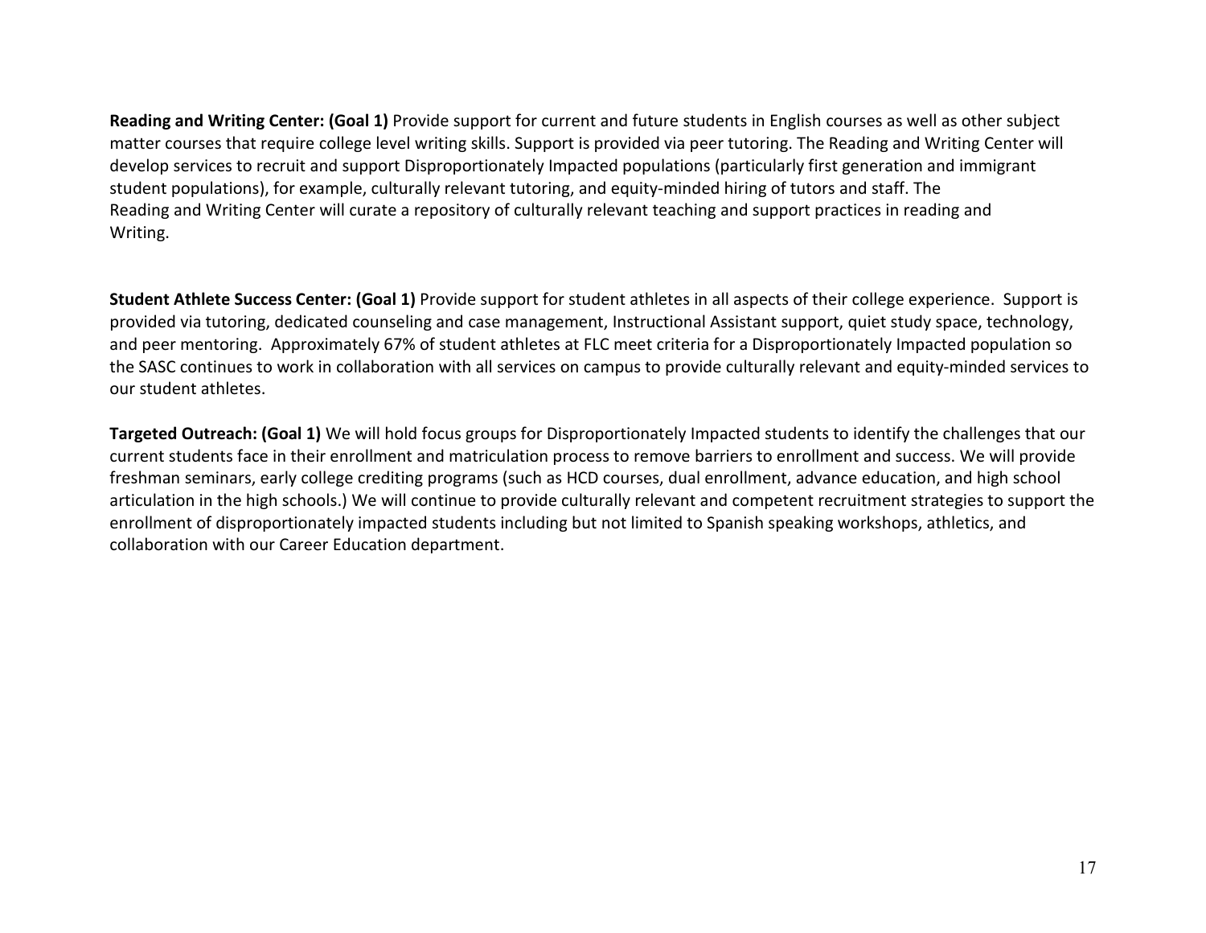**Reading and Writing Center: (Goal 1)** Provide support for current and future students in English courses as well as other subject matter courses that require college level writing skills. Support is provided via peer tutoring. The Reading and Writing Center will develop services to recruit and support Disproportionately Impacted populations (particularly first generation and immigrant student populations), for example, culturally relevant tutoring, and equity-minded hiring of tutors and staff. The Reading and Writing Center will curate a repository of culturally relevant teaching and support practices in reading and Writing.

**Student Athlete Success Center: (Goal 1)** Provide support for student athletes in all aspects of their college experience. Support is provided via tutoring, dedicated counseling and case management, Instructional Assistant support, quiet study space, technology, and peer mentoring. Approximately 67% of student athletes at FLC meet criteria for a Disproportionately Impacted population so the SASC continues to work in collaboration with all services on campus to provide culturally relevant and equity-minded services to our student athletes.

**Targeted Outreach: (Goal 1)** We will hold focus groups for Disproportionately Impacted students to identify the challenges that our current students face in their enrollment and matriculation process to remove barriers to enrollment and success. We will provide freshman seminars, early college crediting programs (such as HCD courses, dual enrollment, advance education, and high school articulation in the high schools.) We will continue to provide culturally relevant and competent recruitment strategies to support the enrollment of disproportionately impacted students including but not limited to Spanish speaking workshops, athletics, and collaboration with our Career Education department.